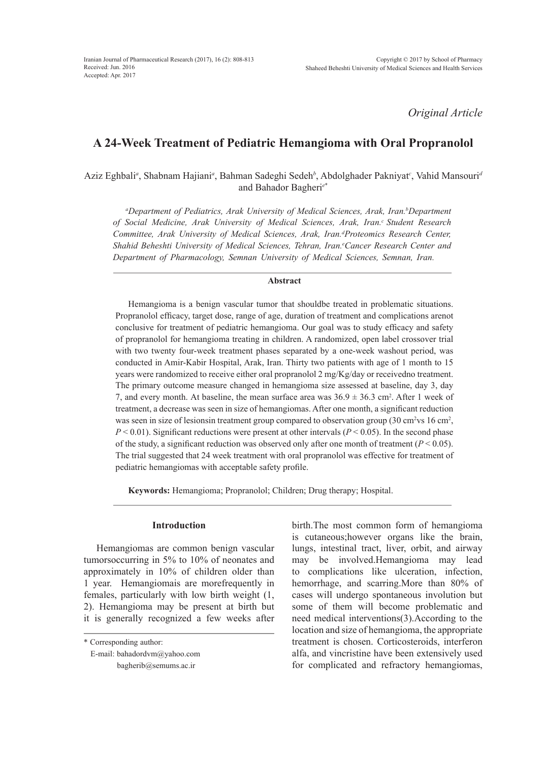*Original Article*

# A 24-Week Treatment of Pediatric Hemangioma with Oral Propranolol

Aziz Eghbali[a], Shabnam Hajiani[a], Bahman Sadeghi Sedeh[b], Abdolghader Pakniyat[c], Vahid Mansouri[d] and Bahador Bagheri[e*]

*[a]Department of Pediatrics, Arak University of Medical Sciences, Arak, Iran.[b]Department of Social Medicine, Arak University of Medical Sciences, Arak, Iran.[c] Student Research Committee, Arak University of Medical Sciences, Arak, Iran.[d]Proteomics Research Center, Shahid Beheshti University of Medical Sciences, Tehran, Iran.[e]Cancer Research Center and Department of Pharmacology, Semnan University of Medical Sciences, Semnan, Iran.*

## Abstract

Hemangioma is a benign vascular tumor that shouldbe treated in problematic situations. Propranolol efficacy, target dose, range of age, duration of treatment and complications arenot conclusive for treatment of pediatric hemangioma. Our goal was to study efficacy and safety of propranolol for hemangioma treating in children. A randomized, open label crossover trial with two twenty four-week treatment phases separated by a one-week washout period, was conducted in Amir-Kabir Hospital, Arak, Iran. Thirty two patients with age of 1 month to 15 years were randomized to receive either oral propranolol 2 mg/Kg/day or receivedno treatment. The primary outcome measure changed in hemangioma size assessed at baseline, day 3, day 7, and every month. At baseline, the mean surface area was 36.9 ± 36.3 $cm^2$. After 1 week of treatment, a decrease was seen in size of hemangiomas. After one month, a significant reduction was seen in size of lesionsin treatment group compared to observation group (30 $cm^2$vs 16 $cm^2$, $P < 0.01$). Significant reductions were present at other intervals ($P < 0.05$). In the second phase of the study, a significant reduction was observed only after one month of treatment ($P < 0.05$). The trial suggested that 24 week treatment with oral propranolol was effective for treatment of pediatric hemangiomas with acceptable safety profile.

**Keywords:** Hemangioma; Propranolol; Children; Drug therapy; Hospital.

## Introduction

Hemangiomas are common benign vascular tumorsoccurring in 5% to 10% of neonates and approximately in 10% of children older than 1 year. Hemangiomais are morefrequently in females, particularly with low birth weight (1, 2). Hemangioma may be present at birth but it is generally recognized a few weeks after birth.The most common form of hemangioma is cutaneous;however organs like the brain, lungs, intestinal tract, liver, orbit, and airway may be involved.Hemangioma may lead to complications like ulceration, infection, hemorrhage, and scarring.More than 80% of cases will undergo spontaneous involution but some of them will become problematic and need medical interventions(3).According to the location and size of hemangioma, the appropriate treatment is chosen. Corticosteroids, interferon alfa, and vincristine have been extensively used for complicated and refractory hemangiomas,

\* Corresponding author:
E-mail: bahadordvm@yahoo.com
bagherib@semums.ac.ir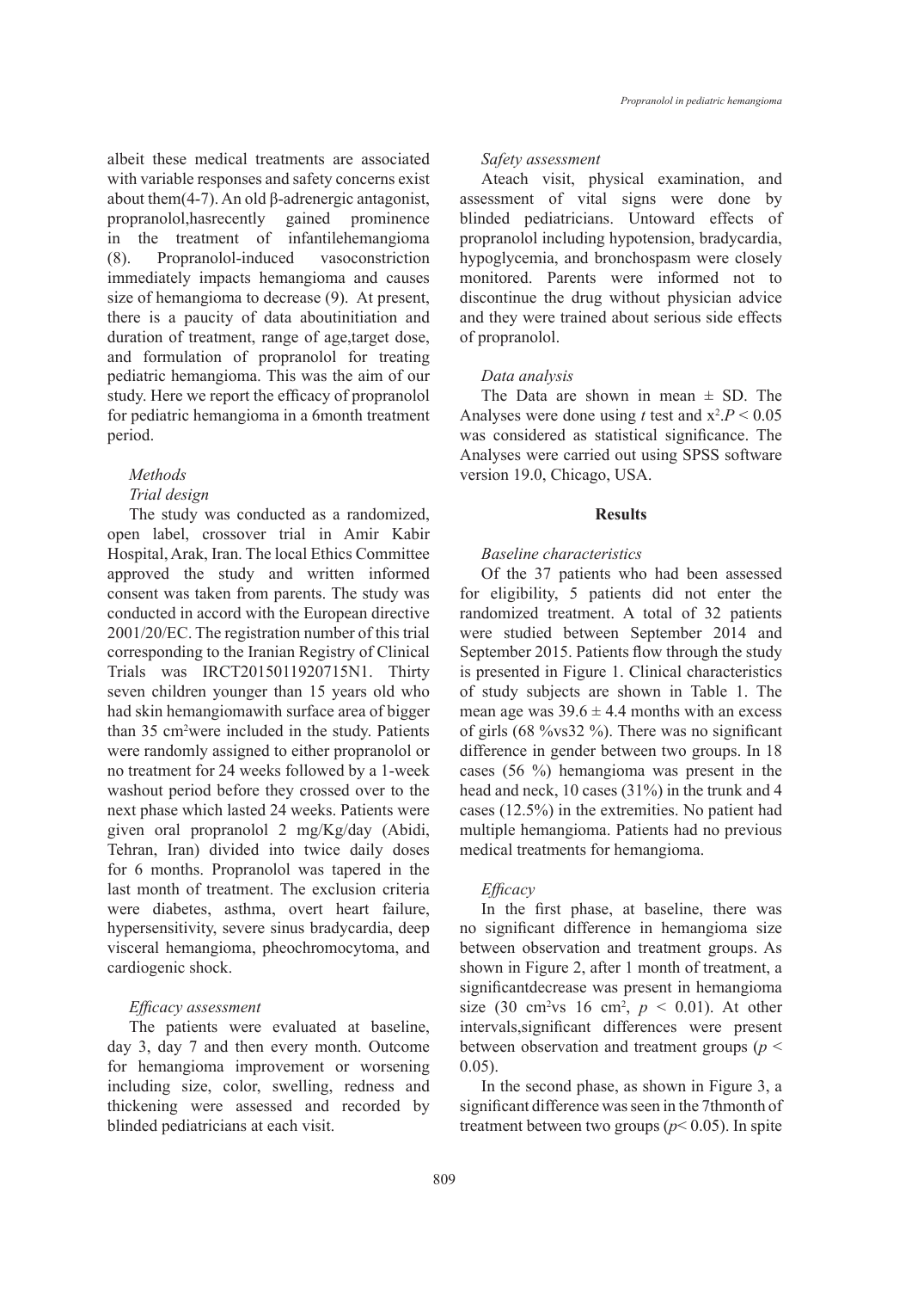albeit these medical treatments are associated with variable responses and safety concerns exist about them(4-7). An old β-adrenergic antagonist, propranolol,hasrecently gained prominence in the treatment of infantilehemangioma (8). Propranolol-induced vasoconstriction immediately impacts hemangioma and causes size of hemangioma to decrease (9). At present, there is a paucity of data aboutinitiation and duration of treatment, range of age,target dose, and formulation of propranolol for treating pediatric hemangioma. This was the aim of our study. Here we report the efficacy of propranolol for pediatric hemangioma in a 6month treatment period.

## Methods

### *Trial design*

The study was conducted as a randomized, open label, crossover trial in Amir Kabir Hospital, Arak, Iran. The local Ethics Committee approved the study and written informed consent was taken from parents. The study was conducted in accord with the European directive 2001/20/EC. The registration number of this trial corresponding to the Iranian Registry of Clinical Trials was IRCT2015011920715N1. Thirty seven children younger than 15 years old who had skin hemangiomawith surface area of bigger than 35 cm$^2$were included in the study. Patients were randomly assigned to either propranolol or no treatment for 24 weeks followed by a 1-week washout period before they crossed over to the next phase which lasted 24 weeks. Patients were given oral propranolol 2 mg/Kg/day (Abidi, Tehran, Iran) divided into twice daily doses for 6 months. Propranolol was tapered in the last month of treatment. The exclusion criteria were diabetes, asthma, overt heart failure, hypersensitivity, severe sinus bradycardia, deep visceral hemangioma, pheochromocytoma, and cardiogenic shock.

### *Efficacy assessment*

The patients were evaluated at baseline, day 3, day 7 and then every month. Outcome for hemangioma improvement or worsening including size, color, swelling, redness and thickening were assessed and recorded by blinded pediatricians at each visit.

### *Safety assessment*

Ateach visit, physical examination, and assessment of vital signs were done by blinded pediatricians. Untoward effects of propranolol including hypotension, bradycardia, hypoglycemia, and bronchospasm were closely monitored. Parents were informed not to discontinue the drug without physician advice and they were trained about serious side effects of propranolol.

### *Data analysis*

The Data are shown in mean ± SD. The Analyses were done using *t* test and $x^2$.$P < 0.05$ was considered as statistical significance. The Analyses were carried out using SPSS software version 19.0, Chicago, USA.

## Results

### *Baseline characteristics*

Of the 37 patients who had been assessed for eligibility, 5 patients did not enter the randomized treatment. A total of 32 patients were studied between September 2014 and September 2015. Patients flow through the study is presented in Figure 1. Clinical characteristics of study subjects are shown in Table 1. The mean age was 39.6 ± 4.4 months with an excess of girls (68 %vs32 %). There was no significant difference in gender between two groups. In 18 cases (56 %) hemangioma was present in the head and neck, 10 cases (31%) in the trunk and 4 cases (12.5%) in the extremities. No patient had multiple hemangioma. Patients had no previous medical treatments for hemangioma.

### *Efficacy*

In the first phase, at baseline, there was no significant difference in hemangioma size between observation and treatment groups. As shown in Figure 2, after 1 month of treatment, a significantdecrease was present in hemangioma size (30 cm$^2$vs 16 cm$^2$, $p < 0.01$). At other intervals,significant differences were present between observation and treatment groups ($p < 0.05$).

In the second phase, as shown in Figure 3, a significant difference was seen in the 7thmonth of treatment between two groups ($p < 0.05$). In spite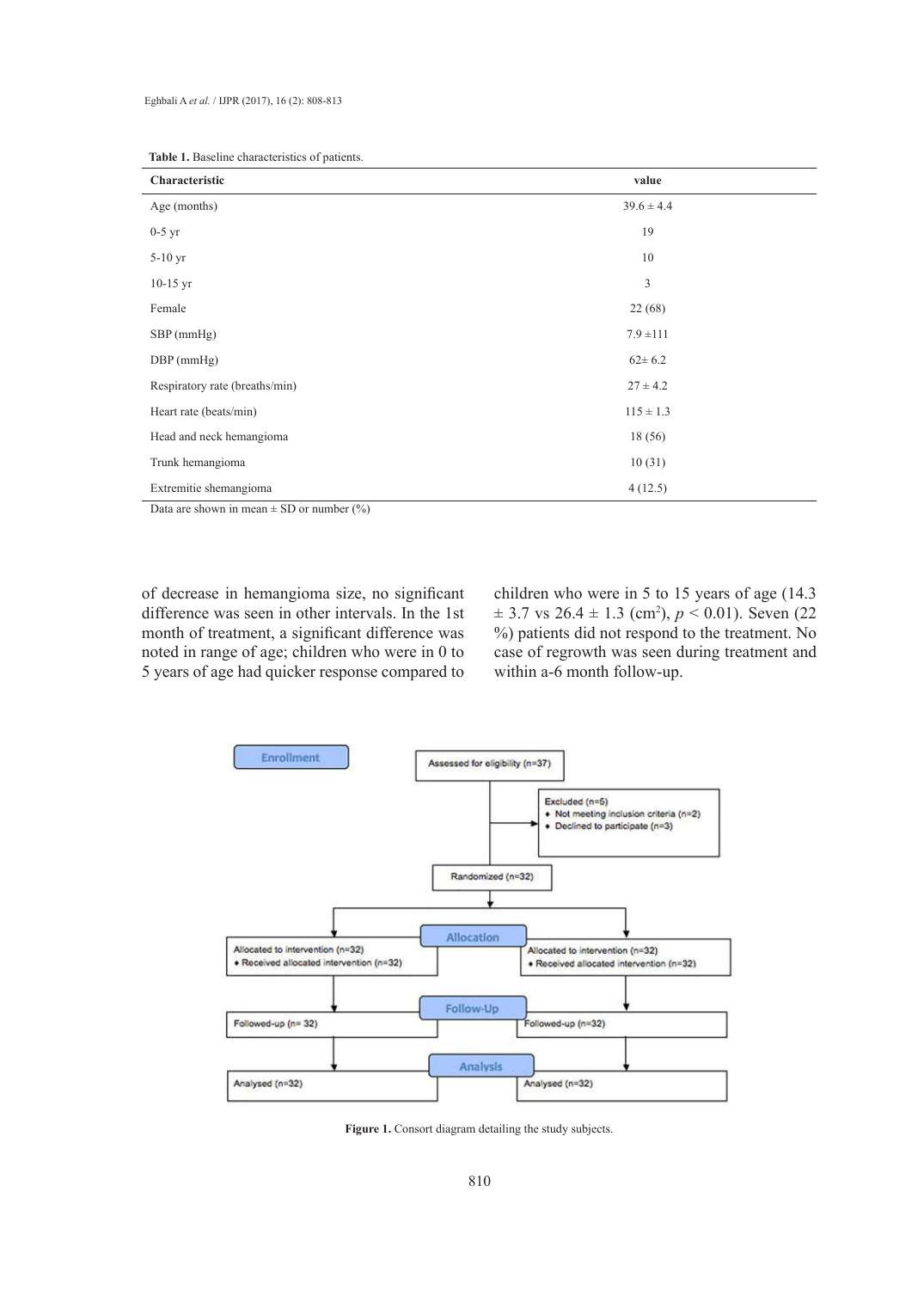**Table 1.** Baseline characteristics of patients.

| Characteristic | value |
|---|---|
| Age (months) | 39.6 ± 4.4 |
| 0-5 yr | 19 |
| 5-10 yr | 10 |
| 10-15 yr | 3 |
| Female | 22 (68) |
| SBP (mmHg) | 7.9 ±111 |
| DBP (mmHg) | 62± 6.2 |
| Respiratory rate (breaths/min) | 27 ± 4.2 |
| Heart rate (beats/min) | 115 ± 1.3 |
| Head and neck hemangioma | 18 (56) |
| Trunk hemangioma | 10 (31) |
| Extremitie shemangioma | 4 (12.5) |

Data are shown in mean ± SD or number (%)

of decrease in hemangioma size, no significant difference was seen in other intervals. In the 1st month of treatment, a significant difference was noted in range of age; children who were in 0 to 5 years of age had quicker response compared to children who were in 5 to 15 years of age (14.3 ± 3.7 vs 26.4 ± 1.3 (cm$^2$), $p < 0.01$). Seven (22 %) patients did not respond to the treatment. No case of regrowth was seen during treatment and within a-6 month follow-up.

Enrollment

Assessed for eligibility (n=37)

Excluded (n=5)
- Not meeting inclusion criteria (n=2)
- Declined to participate (n=3)

Randomized (n=32)

Allocation

Allocated to intervention (n=32)
- Received allocated intervention (n=32)

Allocated to intervention (n=32)
- Received allocated intervention (n=32)

Follow-Up

Followed-up (n= 32)

Followed-up (n=32)

Analysis

Analysed (n=32)

Analysed (n=32)

**Figure 1.** Consort diagram detailing the study subjects.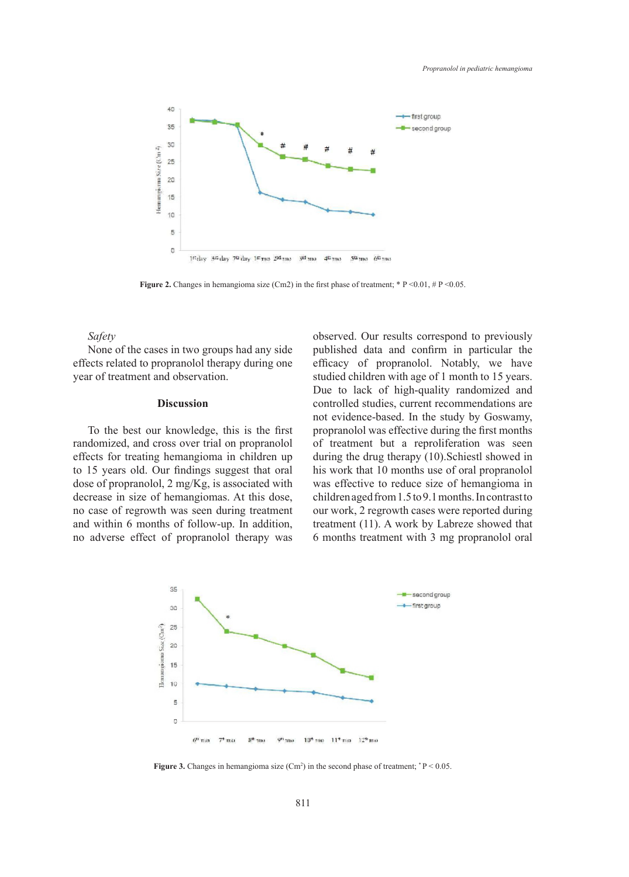Figure 2. Changes in hemangioma size (Cm2) in the first phase of treatment; * P <0.01, # P <0.05.

*Safety*

None of the cases in two groups had any side effects related to propranolol therapy during one year of treatment and observation.

## Discussion

To the best our knowledge, this is the first randomized, and cross over trial on propranolol effects for treating hemangioma in children up to 15 years old. Our findings suggest that oral dose of propranolol, 2 mg/Kg, is associated with decrease in size of hemangiomas. At this dose, no case of regrowth was seen during treatment and within 6 months of follow-up. In addition, no adverse effect of propranolol therapy was observed. Our results correspond to previously published data and confirm in particular the efficacy of propranolol. Notably, we have studied children with age of 1 month to 15 years. Due to lack of high-quality randomized and controlled studies, current recommendations are not evidence-based. In the study by Goswamy, propranolol was effective during the first months of treatment but a reproliferation was seen during the drug therapy (10).Schiestl showed in his work that 10 months use of oral propranolol was effective to reduce size of hemangioma in children aged from 1.5 to 9.1 months. In contrast to our work, 2 regrowth cases were reported during treatment (11). A work by Labreze showed that 6 months treatment with 3 mg propranolol oral

Figure 3. Changes in hemangioma size ($Cm^2$) in the second phase of treatment; * P < 0.05.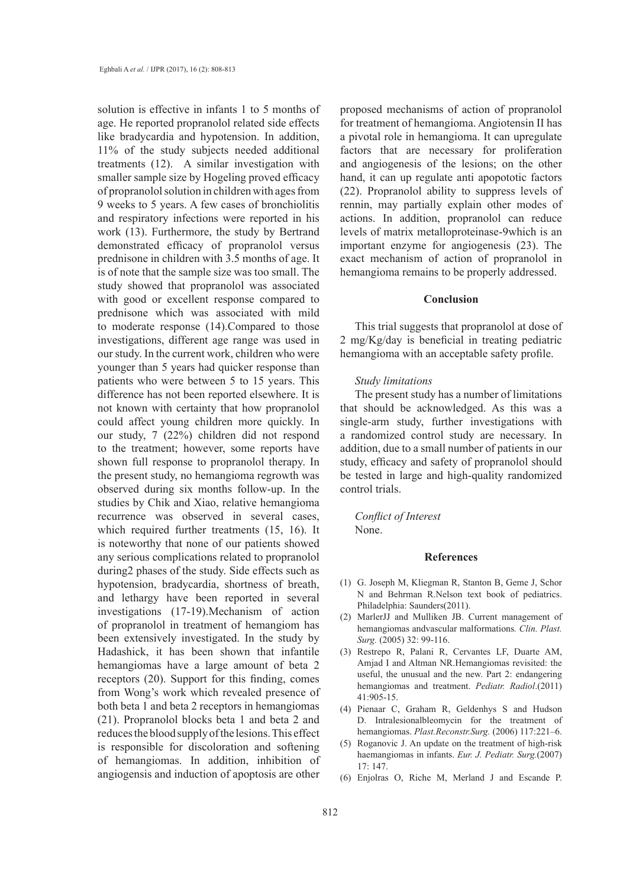solution is effective in infants 1 to 5 months of age. He reported propranolol related side effects like bradycardia and hypotension. In addition, 11% of the study subjects needed additional treatments (12). A similar investigation with smaller sample size by Hogeling proved efficacy of propranolol solution in children with ages from 9 weeks to 5 years. A few cases of bronchiolitis and respiratory infections were reported in his work (13). Furthermore, the study by Bertrand demonstrated efficacy of propranolol versus prednisone in children with 3.5 months of age. It is of note that the sample size was too small. The study showed that propranolol was associated with good or excellent response compared to prednisone which was associated with mild to moderate response (14).Compared to those investigations, different age range was used in our study. In the current work, children who were younger than 5 years had quicker response than patients who were between 5 to 15 years. This difference has not been reported elsewhere. It is not known with certainty that how propranolol could affect young children more quickly. In our study, 7 (22%) children did not respond to the treatment; however, some reports have shown full response to propranolol therapy. In the present study, no hemangioma regrowth was observed during six months follow-up. In the studies by Chik and Xiao, relative hemangioma recurrence was observed in several cases, which required further treatments (15, 16). It is noteworthy that none of our patients showed any serious complications related to propranolol during2 phases of the study. Side effects such as hypotension, bradycardia, shortness of breath, and lethargy have been reported in several investigations (17-19).Mechanism of action of propranolol in treatment of hemangiom has been extensively investigated. In the study by Hadashick, it has been shown that infantile hemangiomas have a large amount of beta 2 receptors (20). Support for this finding, comes from Wong's work which revealed presence of both beta 1 and beta 2 receptors in hemangiomas (21). Propranolol blocks beta 1 and beta 2 and reduces the blood supply of the lesions. This effect is responsible for discoloration and softening of hemangiomas. In addition, inhibition of angiogensis and induction of apoptosis are other proposed mechanisms of action of propranolol for treatment of hemangioma. Angiotensin II has a pivotal role in hemangioma. It can upregulate factors that are necessary for proliferation and angiogenesis of the lesions; on the other hand, it can up regulate anti apopototic factors (22). Propranolol ability to suppress levels of rennin, may partially explain other modes of actions. In addition, propranolol can reduce levels of matrix metalloproteinase-9which is an important enzyme for angiogenesis (23). The exact mechanism of action of propranolol in hemangioma remains to be properly addressed.

## Conclusion

This trial suggests that propranolol at dose of 2 mg/Kg/day is beneficial in treating pediatric hemangioma with an acceptable safety profile.

*Study limitations*

The present study has a number of limitations that should be acknowledged. As this was a single-arm study, further investigations with a randomized control study are necessary. In addition, due to a small number of patients in our study, efficacy and safety of propranolol should be tested in large and high-quality randomized control trials.

*Conflict of Interest*

None.

## References

(1) G. Joseph M, Kliegman R, Stanton B, Geme J, Schor N and Behrman R.Nelson text book of pediatrics. Philadelphia: Saunders(2011).

(2) MarlerJJ and Mulliken JB. Current management of hemangiomas andvascular malformations. *Clin. Plast. Surg.* (2005) 32: 99-116.

(3) Restrepo R, Palani R, Cervantes LF, Duarte AM, Amjad I and Altman NR.Hemangiomas revisited: the useful, the unusual and the new. Part 2: endangering hemangiomas and treatment. *Pediatr. Radiol*.(2011) 41:905-15.

(4) Pienaar C, Graham R, Geldenhys S and Hudson D. Intralesionalbleomycin for the treatment of hemangiomas. *Plast.Reconstr.Surg.* (2006) 117:221–6.

(5) Roganovic J. An update on the treatment of high-risk haemangiomas in infants. *Eur. J. Pediatr. Surg.*(2007) 17: 147.

(6) Enjolras O, Riche M, Merland J and Escande P.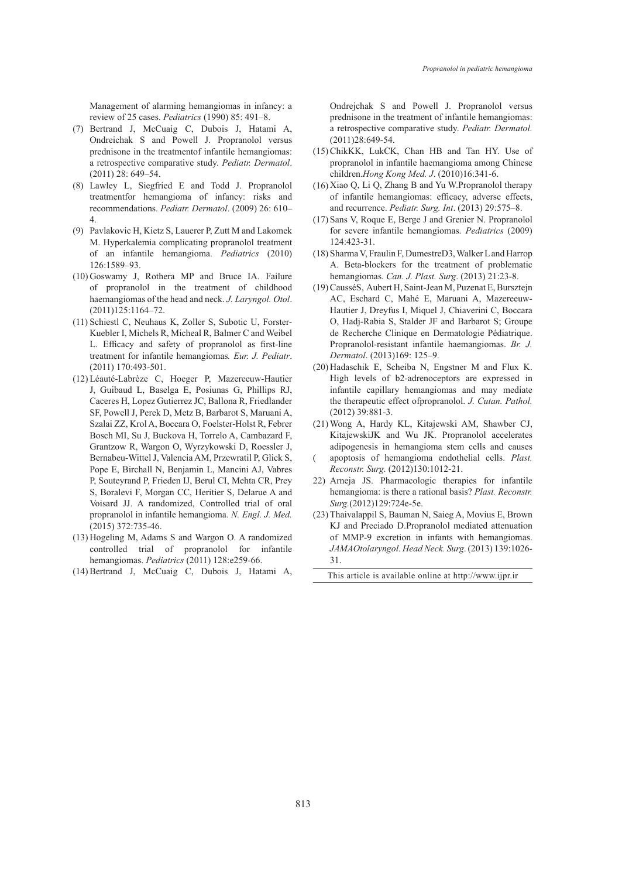Management of alarming hemangiomas in infancy: a review of 25 cases. *Pediatrics* (1990) 85: 491–8.

(7) Bertrand J, McCuaig C, Dubois J, Hatami A, Ondreichak S and Powell J. Propranolol versus prednisone in the treatmentof infantile hemangiomas: a retrospective comparative study. *Pediatr. Dermatol*. (2011) 28: 649–54.

(8) Lawley L, Siegfried E and Todd J. Propranolol treatmentfor hemangioma of infancy: risks and recommendations. *Pediatr. Dermatol*. (2009) 26: 610–4.

(9) Pavlakovic H, Kietz S, Lauerer P, Zutt M and Lakomek M. Hyperkalemia complicating propranolol treatment of an infantile hemangioma. *Pediatrics* (2010) 126:1589–93.

(10) Goswamy J, Rothera MP and Bruce IA. Failure of propranolol in the treatment of childhood haemangiomas of the head and neck. *J. Laryngol. Otol*. (2011)125:1164–72.

(11) Schiestl C, Neuhaus K, Zoller S, Subotic U, Forster-Kuebler I, Michels R, Micheal R, Balmer C and Weibel L. Efficacy and safety of propranolol as first-line treatment for infantile hemangiomas*. Eur. J. Pediatr*. (2011) 170:493-501.

(12) Léauté-Labrèze C, Hoeger P, Mazereeuw-Hautier J, Guibaud L, Baselga E, Posiunas G, Phillips RJ, Caceres H, Lopez Gutierrez JC, Ballona R, Friedlander SF, Powell J, Perek D, Metz B, Barbarot S, Maruani A, Szalai ZZ, Krol A, Boccara O, Foelster-Holst R, Febrer Bosch MI, Su J, Buckova H, Torrelo A, Cambazard F, Grantzow R, Wargon O, Wyrzykowski D, Roessler J, Bernabeu-Wittel J, Valencia AM, Przewratil P, Glick S, Pope E, Birchall N, Benjamin L, Mancini AJ, Vabres P, Souteyrand P, Frieden IJ, Berul CI, Mehta CR, Prey S, Boralevi F, Morgan CC, Heritier S, Delarue A and Voisard JJ. A randomized, Controlled trial of oral propranolol in infantile hemangioma. *N. Engl. J. Med.* (2015) 372:735-46.

(13) Hogeling M, Adams S and Wargon O. A randomized controlled trial of propranolol for infantile hemangiomas. *Pediatrics* (2011) 128:e259-66.

(14) Bertrand J, McCuaig C, Dubois J, Hatami A, Ondrejchak S and Powell J. Propranolol versus prednisone in the treatment of infantile hemangiomas: a retrospective comparative study. *Pediatr. Dermatol.* (2011)28:649-54.

(15) ChikKK, LukCK, Chan HB and Tan HY. Use of propranolol in infantile haemangioma among Chinese children.*Hong Kong Med. J*. (2010)16:341-6.

(16) Xiao Q, Li Q, Zhang B and Yu W.Propranolol therapy of infantile hemangiomas: efficacy, adverse effects, and recurrence. *Pediatr. Surg. Int*. (2013) 29:575–8.

(17) Sans V, Roque E, Berge J and Grenier N. Propranolol for severe infantile hemangiomas. *Pediatrics* (2009) 124:423-31.

(18) Sharma V, Fraulin F, DumestreD3, Walker L and Harrop A. Beta-blockers for the treatment of problematic hemangiomas. *Can. J. Plast. Surg*. (2013) 21:23-8.

(19) CausséS, Aubert H, Saint-Jean M, Puzenat E, Bursztejn AC, Eschard C, Mahé E, Maruani A, Mazereeuw-Hautier J, Dreyfus I, Miquel J, Chiaverini C, Boccara O, Hadj-Rabia S, Stalder JF and Barbarot S; Groupe de Recherche Clinique en Dermatologie Pédiatrique. Propranolol-resistant infantile haemangiomas. *Br. J. Dermatol*. (2013)169: 125–9.

(20) Hadaschik E, Scheiba N, Engstner M and Flux K. High levels of b2-adrenoceptors are expressed in infantile capillary hemangiomas and may mediate the therapeutic effect ofpropranolol. *J. Cutan. Pathol.* (2012) 39:881-3.

(21) Wong A, Hardy KL, Kitajewski AM, Shawber CJ, KitajewskiJK and Wu JK. Propranolol accelerates adipogenesis in hemangioma stem cells and causes apoptosis of hemangioma endothelial cells. *Plast. Reconstr. Surg.* (2012)130:1012-21.

(22) Arneja JS. Pharmacologic therapies for infantile hemangioma: is there a rational basis? *Plast. Reconstr. Surg.*(2012)129:724e-5e.

(23) Thaivalappil S, Bauman N, Saieg A, Movius E, Brown KJ and Preciado D.Propranolol mediated attenuation of MMP-9 excretion in infants with hemangiomas. *JAMAOtolaryngol. Head Neck. Surg*. (2013) 139:1026-31.

This article is available online at http://www.ijpr.ir